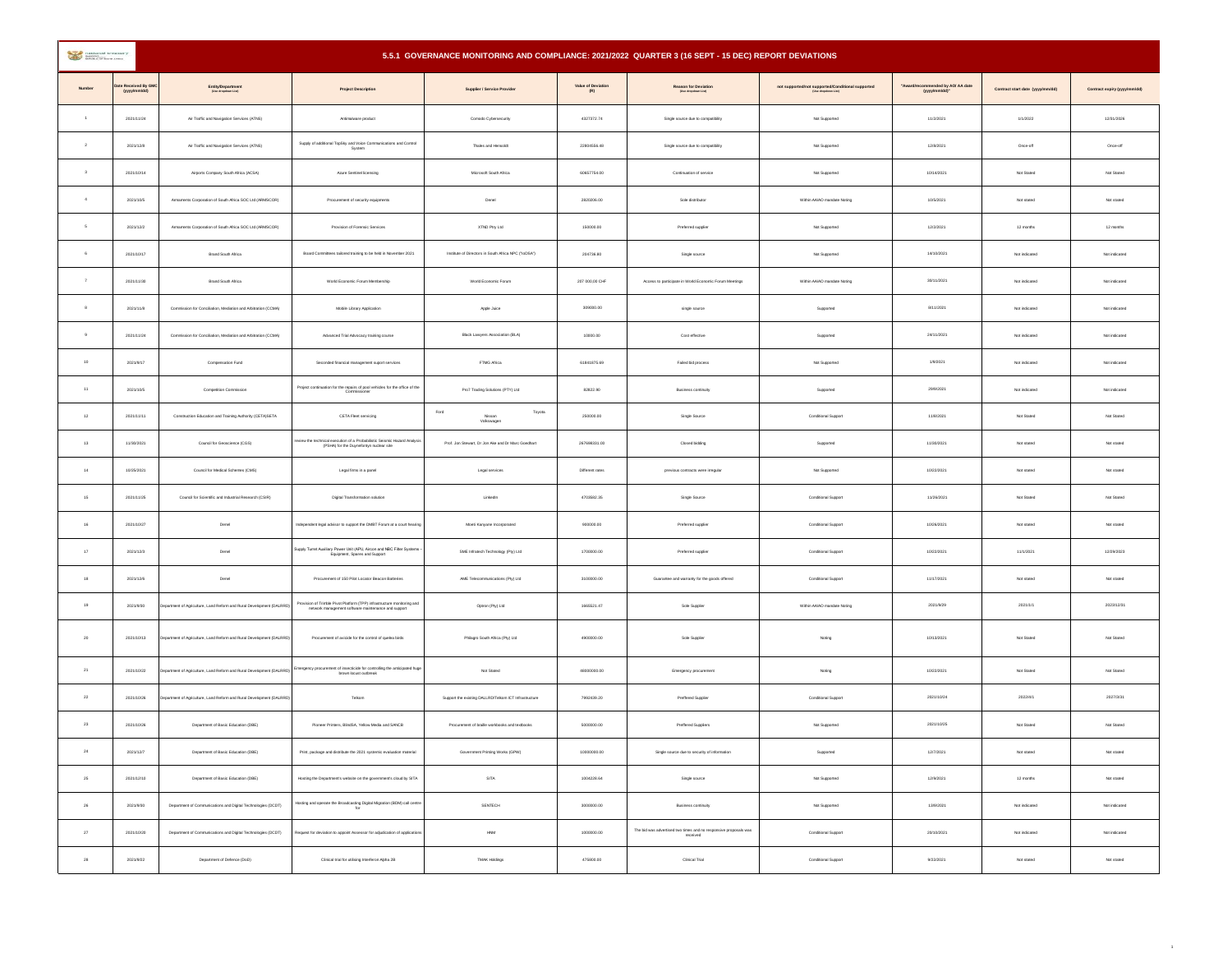# 5.5.1 GOVERNANCE MONITORING AND COMPLIANCE: 2021/2022 QUARTER 3 (16 SEPT - 15 DEC) REPORT DEVIATIONS

| Number | Date Received By GMC (yyyy/mm/dd) | Entity/Department (Use dropdown List) | Project Description | Supplier / Service Provider | Value of Deviation (R) | Reason for Deviation (Use dropdown List) | not supported/not supported/Conditional supported (Use dropdown List) | "Award/recommended by AO/ AA date (yyyy/mm/dd)" | Contract start date (yyyy/mm/dd) | Contract expiry (yyyy/mm/dd) |
|---|---|---|---|---|---|---|---|---|---|---|
| 1 | 2021/11/24 | Air Traffic and Navigation Services (ATNS) | Antimalware product | Comodo Cybersecurity | 4327372.74 | Single source due to compatibility | Not Supported | 11/3/2021 | 1/1/2022 | 12/31/2026 |
| 2 | 2021/12/8 | Air Traffic and Navigation Services (ATNS) | Supply of additional TopSky and Voice Communications and Control System | Thales and Hensoldt | 22804556.49 | Single source due to compatibility | Not Supported | 12/8/2021 | Once-off | Once-off |
| 3 | 2021/10/14 | Airports Company South Africa (ACSA) | Azure Sentinel licensing | Microsoft South Africa | 60657754.00 | Continuation of service | Not Supported | 10/14/2021 | Not Stated | Not Stated |
| 4 | 2021/10/5 | Armaments Corporation of South Africa SOC Ltd (ARMSCOR) | Procurement of security equipments | Denel | 2820006.00 | Sole distributor | Within AAAO mandate Noting | 10/5/2021 | Not stated | Not stated |
| 5 | 2021/12/2 | Armaments Corporation of South Africa SOC Ltd (ARMSCOR) | Provision of Forensic Services | XTND Pty Ltd | 150000.00 | Preferred supplier | Not Supported | 12/2/2021 | 12 months | 12 months |
| 6 | 2021/10/17 | Brand South Africa | Board Committees tailored training to be held in November 2021 | Institute of Directors in South Africa NPC ("IoDSA") | 204736.80 | Single source | Not Supported | 14/10/2021 | Not indicated | Not indicated |
| 7 | 2021/11/30 | Brand South Africa | World Economic Forum Membership | World Economic Forum | 207 000.00 CHF | Access to participate in World Economic Forum Meetings | Within AAAO mandate Noting | 30/11/2021 | Not indicated | Not indicated |
| 8 | 2021/11/8 | Commission for Conciliation, Mediation and Arbitration (CCMA) | Mobile Library Application | Apple Juice | 309000.00 | single source | Supported | 8/11/2021 | Not indicated | Not indicated |
| 9 | 2021/11/24 | Commission for Conciliation, Mediation and Arbitration (CCMA) | Advanced Trial Advocacy training course | Black Lawyers Association (BLA) | 10000.00 | Cost effective | Supported | 24/11/2021 | Not indicated | Not indicated |
| 10 | 2021/9/17 | Compensation Fund | Seconded financial management suport services | FTMG Africa | 61841875.99 | Failed bid process | Not Supported | 1/9/2021 | Not indicated | Not indicated |
| 11 | 2021/10/5 | Competition Commission | Project continuation for the repairs of pool vehicles for the office of the Commissioner | Pro7 Trading Solutions (PTY) Ltd | 82822.90 | Business continuity | Supported | 29/9/2021 | Not indicated | Not indicated |
| 12 | 2021/11/11 | Construction Education and Training Authority (CETA)SETA | CETA Fleet servicing | Ford Toyota Nissan Volkswagen | 250000.00 | Single Source | Conditional Support | 11/8/2021 | Not Stated | Not Stated |
| 13 | 11/30/2021 | Council for Geoscience (CGS) | review the technical execution of a Probabilistic Seismic Hazard Analysis (PSHA) for the Duynefontyn nuclear site | Prof. Jon Stewart, Dr Jon Ake and Dr Marc Goedhart | 267698331.00 | Closed bidding | Supported | 11/30/2021 | Not stated | Not stated |
| 14 | 10/25/2021 | Council for Medical Schemes (CMS) | Legal firms in a panel | Legal services | Different rates | previous contracts were irregular | Not Supported | 10/22/2021 | Not stated | Not stated |
| 15 | 2021/11/25 | Council for Scientific and Industrial Research (CSIR) | Digital Transformation solution | LinkedIn | 4703592.35 | Single Source | Conditional Support | 11/26/2021 | Not Stated | Not Stated |
| 16 | 2021/10/27 | Denel | Independent legal advisor to support the DMST Forum at a court hearing | Moeti Kanyane Incorporated | 900000.00 | Preferred supplier | Conditional Support | 10/26/2021 | Not stated | Not stated |
| 17 | 2021/12/3 | Denel | Supply Turret Auxiliary Power Unit (APU, Aircon and NBC Filter Systems – Equipment, Spares and Support | SME Infratech Technology (Pty) Ltd | 1700000.00 | Preferred supplier | Conditional Support | 10/22/2021 | 11/1/2021 | 12/29/2023 |
| 18 | 2021/12/6 | Denel | Procurement of 150 Pilot Locator Beacon Batteries | AME Telecommunications (Pty) Ltd | 3100000.00 | Guarantee and warranty for the goods offered | Conditional Support | 11/17/2021 | Not stated | Not stated |
| 19 | 2021/9/30 | Department of Agriculture, Land Reform and Rural Development (DALRRD) | Provision of Trimble Pivot Platform (TPP) infrastructure monitoring and network management software maintenance and support | Optron (Pty) Ltd | 1665521.47 | Sole Supplier | Within AAAO mandate Noting | 2021/9/29 | 2021/1/1 | 2023/12/31 |
| 20 | 2021/10/13 | Department of Agriculture, Land Reform and Rural Development (DALRRD) | Procurement of avicide for the control of quelea birds | Philagro South Africa (Pty) Ltd | 4900000.00 | Sole Supplier | Noting | 10/13/2021 | Not Stated | Not Stated |
| 21 | 2021/10/22 | Department of Agriculture, Land Reform and Rural Development (DALRRD) | Emergency procurement of insecticide for controlling the anticipated huge brown locust outbreak | Not Stated | 46000000.00 | Emergency procurement | Noting | 10/22/2021 | Not Stated | Not Stated |
| 22 | 2021/10/26 | Department of Agriculture, Land Reform and Rural Development (DALRRD) | Telkom | Support the existing DALLRD/Telkom ICT infrastructure | 7992439.20 | Preffered Supplier | Conditional Support | 2021/10/24 | 2022/4/1 | 2027/3/31 |
| 23 | 2021/10/26 | Department of Basic Education (DBE) | Pioneer Printers, BlindSA, Yellow Media and SANCB | Procurement of braille workbooks and textbooks | 5000000.00 | Preffered Suppliers | Not Supported | 2021/10/25 | Not Stated | Not Stated |
| 24 | 2021/12/7 | Department of Basic Education (DBE) | Print, package and distribute the 2021 systemic evaluation material | Government Printing Works (GPW) | 10000000.00 | Single source due to security of information | Supported | 12/7/2021 | Not stated | Not stated |
| 25 | 2021/12/10 | Department of Basic Education (DBE) | Hosting the Department's website on the government's cloud by SITA | SITA | 1004226.64 | Single source | Not Supported | 12/9/2021 | 12 months | Not stated |
| 26 | 2021/9/30 | Department of Communications and Digital Technologies (DCDT) | Hosting and operate the Broadcasting Digital Migration (BDM) call centre for | SENTECH | 3000000.00 | Business continuity | Not Supported | 13/9/2021 | Not indicated | Not indicated |
| 27 | 2021/10/20 | Department of Communications and Digital Technologies (DCDT) | Request for deviation to appoint Assessor for adjudication of applications | HNM | 1000000.00 | The bid was advertised two times and no responsive proposals was received | Conditional Support | 20/10/2021 | Not indicated | Not indicated |
| 28 | 2021/9/22 | Department of Defence (DoD) | Clinical trial for utilising Interferon Alpha 2B | TMAK Holdings | 475800.00 | Clinical Trial | Conditional Support | 9/22/2021 | Not stated | Not stated |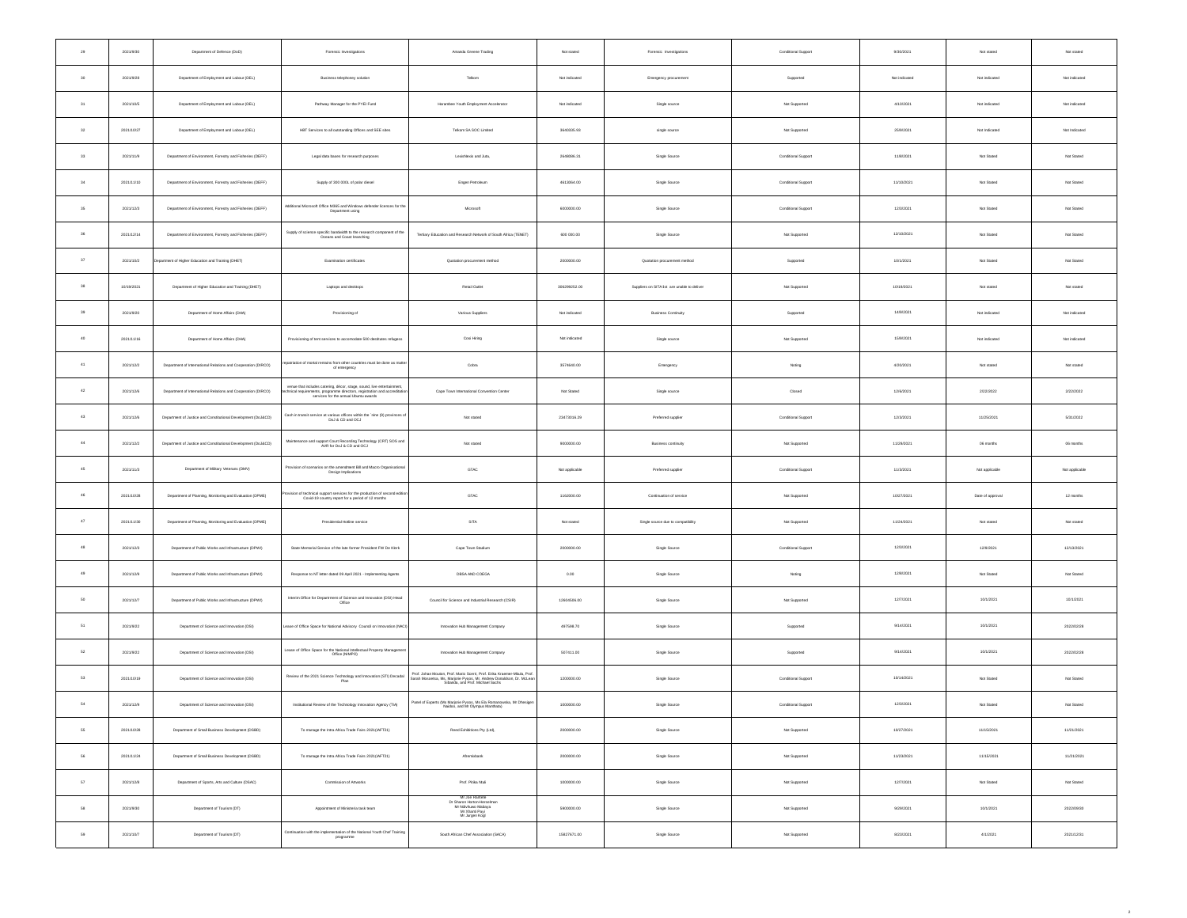| | | | | | | | | | | |
|---|---|---|---|---|---|---|---|---|---|---|
| 29 | 2021/9/30 | Department of Defence (DoD) | Forensic Investigations | Amanda Greene Trading | Not stated | Forensic Investigations | Conditional Support | 9/30/2021 | Not stated | Not stated |
| 30 | 2021/9/28 | Department of Employment and Labour (DEL) | Business telephony solution | Telkom | Not indicated | Emergency procurement | Supported | Not indicated | Not indicated | Not indicated |
| 31 | 2021/10/5 | Department of Employment and Labour (DEL) | Pathway Manager for the PYEI Fund | Harambee Youth Employment Accelerator | Not indicated | Single source | Not Supported | 4/10/2021 | Not indicated | Not indicated |
| 32 | 2021/10/27 | Department of Employment and Labour (DEL) | HBT Services to all outstanding Offices and SEE sites | Telkom SA SOC Limited | 3640335.93 | Single source | Not Supported | 25/8/2021 | Not Indicated | Not Indicated |
| 33 | 2021/11/9 | Department of Environment, Forestry and Fisheries (DEFF) | Legal data bases for research purposes | LexisNexis and Juta, | 2648886.31 | Single Source | Conditional Support | 11/8/2021 | Not Stated | Not Stated |
| 34 | 2021/11/10 | Department of Environment, Forestry and Fisheries (DEFF) | Supply of 300 000L of polar diesel | Engen Petroleum | 4613654.00 | Single Source | Conditional Support | 11/10/2021 | Not Stated | Not Stated |
| 35 | 2021/12/3 | Department of Environment, Forestry and Fisheries (DEFF) | Additional Microsoft Office M365 and Windows defender licences for the Department using | Microsoft | 6000000.00 | Single Source | Conditional Support | 12/3/2021 | Not Stated | Not Stated |
| 36 | 2021/12/14 | Department of Environment, Forestry and Fisheries (DEFF) | Supply of science specific bandwidth to the research component of the Oceans and Coast branching | Tertiary Education and Research Network of South Africa (TENET) | 800 000.00 | Single Source | Not Supported | 12/10/2021 | Not Stated | Not Stated |
| 37 | 2021/10/2 | Department of Higher Education and Training (DHET) | Examination certificates | Quotation procurement method | 2000000.00 | Quotation procurement method | Supported | 10/1/2021 | Not Stated | Not Stated |
| 38 | 10/19/2021 | Department of Higher Education and Training (DHET) | Laptops and desktops | Retail Outlet | 306299252.00 | Suppliers on SITA list are unable to deliver | Not Supported | 10/18/2021 | Not stated | Not stated |
| 39 | 2021/9/20 | Department of Home Affairs (DHA) | Provisioning of | Various Suppliers | Not indicated | Business Continuity | Supported | 14/9/2021 | Not indicated | Not indicated |
| 40 | 2021/11/16 | Department of Home Affairs (DHA) | Provisioning of tent services to accommodate 500 destitutes refugees | Cosi Hiring | Not indicated | Single source | Not Supported | 15/9/2021 | Not indicated | Not indicated |
| 41 | 2021/12/3 | Department of International Relations and Cooperation (DIRCO) | repatriation of mortal remains from other countries must be done as matter of emergency | Cobra | 3574640.00 | Emergency | Noting | 4/20/2021 | Not stated | Not stated |
| 42 | 2021/12/6 | Department of International Relations and Cooperation (DIRCO) | venue that includes catering, décor, stage, sound, live entertainment, technical requirements, programme directors, registration and accreditation services for the annual Ubuntu awards | Cape Town International Convention Centre | Not Stated | Single source | Closed | 12/6/2021 | 2/22/2022 | 2/22/2022 |
| 43 | 2021/12/6 | Department of Justice and Constitutional Development (DoJ&CD) | Cash in transit service at various offices within the `nine (9) provinces of DoJ & CD and OCJ | Not stated | 23473016.29 | Preferred supplier | Conditional Support | 12/3/2021 | 11/25/2021 | 5/31/2022 |
| 44 | 2021/12/2 | Department of Justice and Constitutional Development (DoJ&CD) | Maintenance and support Court Recording Technology (CRT) SOS and AVR for DoJ & CD and OCJ | Not stated | 9000000.00 | Business continuity | Not Supported | 11/29/2021 | 06 months | 06 months |
| 45 | 2021/11/3 | Department of Military Veterans (DMV) | Provision of scenarios on the amendment Bill and Macro Organisational Design Implications | GTAC | Not applicable | Preferred supplier | Conditional Support | 11/3/2021 | Not applicable | Not applicable |
| 46 | 2021/10/28 | Department of Planning, Monitoring and Evaluation (DPME) | Provision of technical support services for the production of second edition Covid-19 country report for a period of 12 months | GTAC | 1162000.00 | Continuation of service | Not Supported | 10/27/2021 | Date of approval | 12 months |
| 47 | 2021/11/30 | Department of Planning, Monitoring and Evaluation (DPME) | Presidential Hotline service | SITA | Not stated | Single source due to compatibility | Not Supported | 11/24/2021 | Not stated | Not stated |
| 48 | 2021/12/3 | Department of Public Works and Infrastructure (DPWI) | State Memorial Service of the late former President FW De Klerk | Cape Town Stadium | 2000000.00 | Single Source | Conditional Support | 12/3/2021 | 12/8/2021 | 12/13/2021 |
| 49 | 2021/12/6 | Department of Public Works and Infrastructure (DPWI) | Response to NT letter dated 09 April 2021 - Implementing Agents | DBSA AND COEGA | 0.00 | Single Source | Noting | 12/6/2021 | Not Stated | Not Stated |
| 50 | 2021/12/7 | Department of Public Works and Infrastructure (DPWI) | Interim Office for Department of Science and Innovation (DSI) Head Office | Council for Science and Industrial Research (CSIR) | 12604506.00 | Single Source | Not Supported | 12/7/2021 | 10/1/2021 | 10/1/2021 |
| 51 | 2021/9/22 | Department of Science and Innovation (DSI) | Lease of Office Space for National Advisory Council on Innovation (NACI) | Innovation Hub Management Company | 497598.70 | Single Source | Supported | 9/14/2021 | 10/1/2021 | 2022/02/28 |
| 52 | 2021/9/22 | Department of Science and Innovation (DSI) | Lease of Office Space for the National Intellectual Property Management Office (NIMPO) | Innovation Hub Management Company | 507411.00 | Single Source | Supported | 9/14/2021 | 10/1/2021 | 2022/02/28 |
| 53 | 2021/10/19 | Department of Science and Innovation (DSI) | Review of the 2021 Science Technology and Innovation (STI) Decadal Plan | Prof. Johan Mouton, Prof. Mario Scerri, Prof. Erika Kraemer-Mbula, Prof. Sarah Mosoetsa, Ms. Marjorie Pyoos, Mr. Andrew Donaldson, Dr. McLean Sibanda, and Prof. Michael Sachs | 1200000.00 | Single Source | Conditional Support | 10/14/2021 | Not Stated | Not Stated |
| 54 | 2021/12/9 | Department of Science and Innovation (DSI) | Institutional Review of the Technology Innovation Agency (TIA) | Panel of Experts (Ms Marjorie Pyoos, Ms Ela Romanowska, Mr Dhesigen Naidoo, and Mr Olympus Manthata) | 1000000.00 | Single Source | Conditional Support | 12/3/2021 | Not Stated | Not Stated |
| 55 | 2021/10/28 | Department of Small Business Development (DSBD) | To manage the Intra Africa Trade Fairs 2021(IAFT21) | Reed Exhibitions Pty (Ltd) | 2000000.00 | Single Source | Not Supported | 10/27/2021 | 11/15/2021 | 11/21/2021 |
| 56 | 2021/11/24 | Department of Small Business Development (DSBD) | To manage the Intra Africa Trade Fairs 2021(IAFT21) | Afreximbank | 2000000.00 | Single Source | Not Supported | 11/23/2021 | 11/15/2021 | 11/21/2021 |
| 57 | 2021/12/8 | Department of Sports, Arts and Culture (DSAC) | Commission of Artworks | Prof. Pitika Ntuli | 1000000.00 | Single Source | Not Supported | 12/7/2021 | Not Stated | Not Stated |
| 58 | 2021/9/30 | Department of Tourism (DT) | Appointment of Ministeria task team | Mr Joe Ruthela<br>Dr Sharon Harton-Hersselman<br>Mr Ndivhuwo Mbalaya<br>Mr Khumi Payi<br>Mr Jurgen Kogl | 6900000.00 | Single Source | Not Supported | 9/29/2021 | 10/1/2021 | 2022/09/30 |
| 59 | 2021/10/7 | Department of Tourism (DT) | Continuation with the implementation of the National Youth Chef Training programme | South African Chef Association (SACA) | 15827671.00 | Single Source | Not Supported | 8/23/2021 | 4/1/2021 | 2021/12/31 |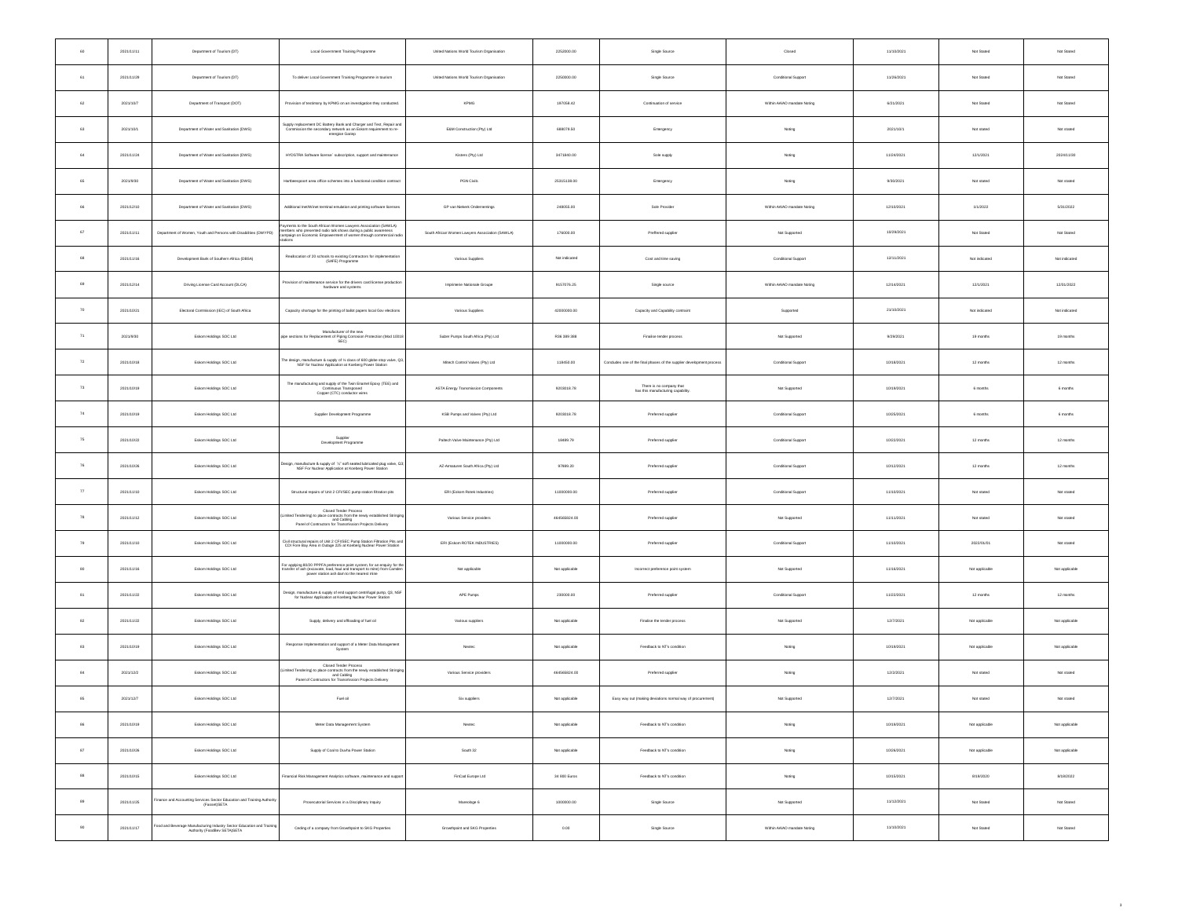| 60 | 2021/11/11 | Department of Tourism (DT) | Local Government Training Programme | United Nations World Tourism Organisation | 2252000.00 | Single Source | Closed | 11/10/2021 | Not Stated | Not Stated |
|---|---|---|---|---|---|---|---|---|---|---|
| 61 | 2021/11/29 | Department of Tourism (DT) | To deliver Local Government Training Programme in tourism | United Nations World Tourism Organisation | 2250000.00 | Single Source | Conditional Support | 11/26/2021 | Not Stated | Not Stated |
| 62 | 2021/10/7 | Department of Transport (DOT) | Provision of testimony by KPMG on an investigation they conducted. | KPMG | 197558.42 | Continuation of service | Within AAAO mandate Noting | 6/21/2021 | Not Stated | Not Stated |
| 63 | 2021/10/1 | Department of Water and Sanitation (DWS) | Supply replacement DC Battery Bank and Charger and Test, Repair and Commission the secondary network as an Eskom requirement to re-energise Gariep | E&M Construction (Pty) Ltd | 688078.50 | Emergency | Noting | 2021/10/1 | Not stated | Not stated |
| 64 | 2021/11/24 | Department of Water and Sanitation (DWS) | HYDSTRA Software license' subscription, support and maintenance | Kisters (Pty) Ltd | 3471840.00 | Sole supply | Noting | 11/24/2021 | 12/1/2021 | 2024/11/30 |
| 65 | 2021/9/30 | Department of Water and Sanitation (DWS) | Hartbeespoort area office schemes into a functional condition contract | PGN Civils | 25315139.00 | Emergency | Noting | 9/30/2021 | Not stated | Not stated |
| 66 | 2021/12/10 | Department of Water and Sanitation (DWS) | Additional InetWinet terminal emulation and printing software licenses | GP van Niekerk Ondernemings | 249055.00 | Sole Provider | Within AAAO mandate Noting | 12/10/2021 | 1/1/2022 | 5/31/2022 |
| 67 | 2021/11/11 | Department of Women, Youth and Persons with Disabilities (DWYPD) | Payments to the South African Women Lawyers Association (SAWLA) members who presented radio talk shows during a public awareness campaign on Economic Empowerment of women through commercial radio stations | South African Women Lawyers Association (SAWLA) | 176000.00 | Preffered supplier | Not Supported | 10/29/2021 | Not Stated | Not Stated |
| 68 | 2021/11/16 | Development Bank of Southern Africa (DBSA) | Reallocation of 20 schools to existing Contractors for implementation (SAFE) Programme | Various Suppliers | Not indicated | Cost and time saving | Conditional Support | 12/11/2021 | Not indicated | Not indicated |
| 69 | 2021/12/14 | Driving License Card Account (DLCA) | Provision of maintenance service for the drivers card license production hardware and systems | Imprimerie Nationale Groupe | 9157076.25 | Single source | Within AAAO mandate Noting | 12/14/2021 | 12/1/2021 | 12/31/2022 |
| 70 | 2021/10/21 | Electoral Commission (IEC) of South Africa | Capacity shortage for the printing of ballot papers local Gov elections | Various Suppliers | 42000000.00 | Capacity and Capability contraint | Supported | 21/10/2021 | Not indicated | Not indicated |
| 71 | 2021/9/30 | Eskom Holdings SOC Ltd | Manufacturer of the new pipe sections for Replacement of Piping Corrosion Protection (Mod 10018 3IEC) | Sulzer Pumps South Africa (Pty) Ltd | R36 389 388 | Finalise tender process | Not Supported | 9/29/2021 | 19 months | 19 months |
| 72 | 2021/10/18 | Eskom Holdings SOC Ltd | The design, manufacture & supply of ½ class of 600 globe stop valve; Q3, NSF for Nuclear Application at Koeberg Power Station | Mitech Control Valves (Pty) Ltd | 119450.00 | Concludes one of the final phases of the supplier development process | Conditional Support | 10/18/2021 | 12 months | 12 months |
| 73 | 2021/10/19 | Eskom Holdings SOC Ltd | The manufacturing and supply of the Twin Enamel Epoxy (TEE) and Continuous Transposed Copper (CTC) conductor wires | ASTA Energy Transmission Components | 8203018.78 | There is no company that has this manufacturing capability. | Not Supported | 10/19/2021 | 6 months | 6 months |
| 74 | 2021/10/19 | Eskom Holdings SOC Ltd | Supplier Development Programme | KSB Pumps and Valves (Pty) Ltd | 8203018.78 | Preferred supplier | Conditional Support | 10/25/2021 | 6 months | 6 months |
| 75 | 2021/10/22 | Eskom Holdings SOC Ltd | Supplier Development Programme | Paltech Valve Maintenance (Pty) Ltd | 19489.78 | Preferred supplier | Conditional Support | 10/22/2021 | 12 months | 12 months |
| 76 | 2021/10/26 | Eskom Holdings SOC Ltd | Design, manufacture & supply of ½" soft seated lubricated plug valve, Q3 NSF For Nuclear Application at Koeberg Power Station | AZ-Armaturen South Africa (Pty) Ltd | 97689.20 | Preferred supplier | Conditional Support | 10/12/2021 | 12 months | 12 months |
| 77 | 2021/11/10 | Eskom Holdings SOC Ltd | Structural repairs of Unit 2 CFI/SEC pump station filtration pits | ERI (Eskom Rotek Industries) | 11000000.00 | Preferred supplier | Conditional Support | 11/10/2021 | Not stated | Not stated |
| 78 | 2021/11/12 | Eskom Holdings SOC Ltd | Closed Tender Process (Limited Tendering) to place contracts from the newly established Stringing and Cabling Panel of Contractors for Transmission Projects Delivery | Various Service providers | 464569024.00 | Preferred supplier | Not Supported | 11/11/2021 | Not stated | Not stated |
| 79 | 2021/11/10 | Eskom Holdings SOC Ltd | Civil structural repairs of Unit 2 CFI/SEC Pump Station Filtration Pits and CDI Fore Bay Area in Outage 225 at Koeberg Nuclear Power Station | ERI (Eskom ROTEK INDUSTRIES) | 11000000.00 | Preferred supplier | Conditional Support | 11/10/2021 | 2022/01/01 | Not stated |
| 80 | 2021/11/16 | Eskom Holdings SOC Ltd | For applying 80/20 PPPFA preference point system; for an enquiry for the transfer of ash (excavate, load, haul and transport to mine) from Camden power station ash dam to the nearest mine | Not applicable | Not applicable | Incorrect preference point system | Not Supported | 11/16/2021 | Not applicable | Not applicable |
| 81 | 2021/11/22 | Eskom Holdings SOC Ltd | Design, manufacture & supply of end-support centrifugal pump, Q3, NSF for Nuclear Application at Koeberg Nuclear Power Station | APE Pumps | 230000.00 | Preferred supplier | Conditional Support | 11/22/2021 | 12 months | 12 months |
| 82 | 2021/11/22 | Eskom Holdings SOC Ltd | Supply, delivery and offloading of fuel oil | Various suppliers | Not applicable | Finalise the tender process | Not Supported | 12/7/2021 | Not applicable | Not applicable |
| 83 | 2021/10/19 | Eskom Holdings SOC Ltd | Response Implementation and support of a Meter Data Management System | Nextec | Not applicable | Feedback to NT's condition | Noting | 10/19/2021 | Not applicable | Not applicable |
| 84 | 2021/12/2 | Eskom Holdings SOC Ltd | Closed Tender Process (Limited Tendering) to place contracts from the newly established Stringing and Cabling Panel of Contractors for Transmission Projects Delivery | Various Service providers | 464569024.00 | Preferred supplier | Noting | 12/2/2021 | Not stated | Not stated |
| 85 | 2021/12/7 | Eskom Holdings SOC Ltd | Fuel oil | Six suppliers | Not applicable | Easy way out (making deviations normal way of procurement) | Not Supported | 12/7/2021 | Not stated | Not stated |
| 86 | 2021/10/19 | Eskom Holdings SOC Ltd | Meter Data Management System | Nextec | Not applicable | Feedback to NT's condition | Noting | 10/19/2021 | Not applicable | Not applicable |
| 87 | 2021/10/26 | Eskom Holdings SOC Ltd | Supply of Coal to Duvha Power Station | South 32 | Not applicable | Feedback to NT's condition | Noting | 10/26/2021 | Not applicable | Not applicable |
| 88 | 2021/10/15 | Eskom Holdings SOC Ltd | Financial Risk Management Analytics software, maintenance and support | FinCad Europe Ltd | 34 600 Euros | Feedback to NT's condition | Noting | 10/15/2021 | 8/19/2020 | 8/18/2022 |
| 89 | 2021/11/25 | Finance and Accounting Services Sector Education and Training Authority (Fasset)SETA | Prosecutorial Services in a Disciplinary Inquiry | Maenetlage 6 | 1000000.00 | Single Source | Not Supported | 11/12/2021 | Not Stated | Not Stated |
| 90 | 2021/11/17 | Food and Beverage Manufacturing Industry Sector Education and Training Authority (FoodBev SETA)SETA | Ceding of a company from Growthpoint to SKG Properties | Growthpoint and SKG Properties | 0.00 | Single Source | Within AAAO mandate Noting | 11/10/2021 | Not Stated | Not Stated |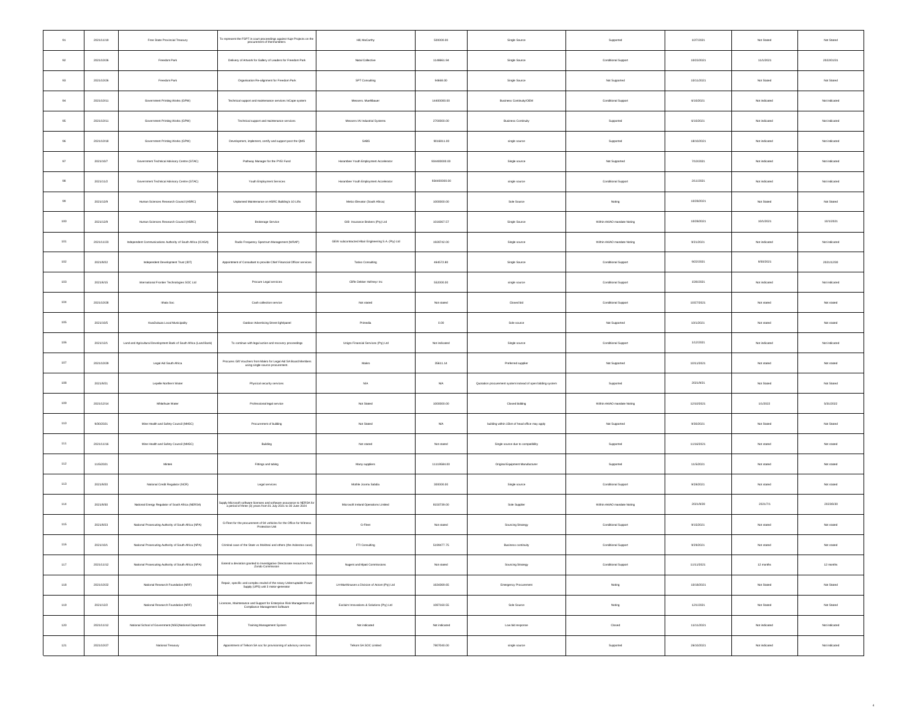| 91 | 2021/11/19 | Free State Provincial Treasury | To represent the FSPT in court proceedings against Kajo Projects on the procurement of thermometers | HB McCarthy | 500000.00 | Single Source | Supported | 10/7/2021 | Not Stated | Not Stated |
|---|---|---|---|---|---|---|---|---|---|---|
| 92 | 2021/10/26 | Freedom Park | Delivery of Artwork for Gallery of Leaders for Freedom Park | Natal Collective | 1149661.94 | Single Source | Conditional Support | 10/22/2021 | 11/1/2021 | 2022/01/31 |
| 93 | 2021/10/26 | Freedom Park | Organisation Re-alignment for Freedom Park | SPT Consulting | 94668.00 | Single Source | Not Supported | 10/11/2021 | Not Stated | Not Stated |
| 94 | 2021/10/11 | Government Printing Works (GPW) | Technical support and maintenance services InCape system | Messers: Muehlbauer | 14400000.00 | Business Continuity/OEM | Conditional Support | 6/10/2021 | Not indicated | Not indicated |
| 95 | 2021/10/11 | Government Printing Works (GPW) | Technical support and maintenance services | Messers IAI Industrial Systems | 2700000.00 | Business Continuity | Supported | 6/10/2021 | Not indicated | Not indicated |
| 96 | 2021/10/18 | Government Printing Works (GPW) | Development, implement, certify and support post the QMS | SABS | 8016811.00 | single source | Supported | 18/10/2021 | Not indicated | Not indicated |
| 97 | 2021/10/7 | Government Technical Advisory Centre (GTAC) | Pathway Manager for the PYEI Fund | Harambee Youth Employment Accelerator | 934400000.00 | Single source | Not Supported | 7/10/2021 | Not indicated | Not indicated |
| 98 | 2021/11/2 | Government Technical Advisory Centre (GTAC) | Youth Employment Services | Harambee Youth Employment Accelerator | 934400000.00 | single source | Conditional Support | 2/11/2021 | Not indicated | Not indicated |
| 99 | 2021/12/9 | Human Sciences Research Council (HSRC) | Unplanned Maintenance on HSRC Building's 10 Lifts | Melco Elevator (South Africa) | 1000000.00 | Sole Source | Noting | 10/28/2021 | Not Stated | Not Stated |
| 100 | 2021/12/9 | Human Sciences Research Council (HSRC) | Brokerage Service | GIBI Insurance Brokers (Pty) Ltd | 1016057.57 | Single Source | Within AAIAO mandate Noting | 10/28/2021 | 10/1/2021 | 10/1/2021 |
| 101 | 2021/11/23 | Independent Communications Authority of South Africa (ICASA) | Radio Frequency Spectrum Management (WRAP) | GEW subcontracted Absi Engineering S.A. (Pty) Ltd | 1928742.00 | Single source | Within AAIAO mandate Noting | 9/21/2021 | Not indicated | Not indicated |
| 102 | 2021/9/22 | Independent Development Trust (IDT) | Appointment of Consultant to provide Chief Financial Officer services | Tateo Consulting | 464573.80 | Single Source | Conditional Support | 9/22/2021 | 9/30/2021 | 2021/12/31 |
| 103 | 2021/6/15 | International Frontier Technologies SOC Ltd | Procure Legal services | Cliffe Dekker Hofmeyr Inc | 552000.00 | single source | Conditional Support | 15/6/2021 | Not indicated | Not indicated |
| 104 | 2021/10/28 | Ithala Soc | Cash collection service | Not stated | Not stated | Closed bid | Conditional Support | 10/27/2021 | Not stated | Not stated |
| 105 | 2021/10/5 | KwaDukuza Local Municipality | Outdoor Advertising Street lightpanel | Primedia | 0.00 | Sole source | Not Supported | 10/1/2021 | Not stated | Not stated |
| 106 | 2021/12/1 | Land and Agricultural Development Bank of South Africa (Land Bank) | To continue with legal action and recovery proceedings | Unigro Financial Services (Pty) Ltd | Not indicated | Single source | Conditional Support | 1/12/2021 | Not indicated | Not indicated |
| 107 | 2021/10/26 | Legal Aid South Africa | Procures Gift Vouchers from Makro for Legal Aid SA Board Members using single-source procurement. | Makro | 35611.14 | Preferred supplier | Not Supported | 10/11/2021 | Not stated | Not stated |
| 108 | 2021/8/21 | Lepelle Northern Water | Physical security services | N/A | N/A | Quotation procurement system instead of open bidding system | Supported | 2021/8/21 | Not Stated | Not Stated |
| 109 | 2021/12/14 | Mhlathuze Water | Professional legal service | Not Stated | 1000000.00 | Closed bidding | Within AAIAO mandate Noting | 12/10/2021 | 1/1/2022 | 5/31/2022 |
| 110 | 9/30/2021 | Mine Health and Safety Council (MHSC) | Procurement of building | Not Stated | N/A | building within 15km of head office may apply | Not Supported | 9/30/2021 | Not Stated | Not Stated |
| 111 | 2021/11/16 | Mine Health and Safety Council (MHSC) | Building | Not stated | Not stated | Single source due to compatibility | Supported | 11/16/2021 | Not stated | Not stated |
| 112 | 11/5/2021 | Mintek | Fittings and tubing | Many suppliers | 11119584.00 | Original Equipment Manufacturer | Supported | 11/5/2021 | Not stated | Not stated |
| 113 | 2021/8/20 | National Credit Regulator (NCR) | Legal services | Mothle Jooma Sabdia | 300000.00 | Single source | Conditional Support | 8/28/2021 | Not stated | Not stated |
| 114 | 2021/9/30 | National Energy Regulator of South Africa (NERSA) | Supply Microsoft software licenses and software assurance to NERSA for a period of three (3) years from 01 July 2021 to 30 June 2024 | Microsoft Ireland Operations Limited | 8150739.00 | Sole Supplier | Within AAIAO mandate Noting | 2021/9/28 | 2021/7/1 | 2023/6/30 |
| 115 | 2021/9/23 | National Prosecuting Authority of South Africa (NPA) | G-Fleet for the procurement of 84 vehicles for the Office for Witness Protection Unit | G-Fleet | Not stated | Sourcing Strategy | Conditional Support | 9/15/2021 | Not stated | Not stated |
| 116 | 2021/10/1 | National Prosecuting Authority of South Africa (NPA) | Criminal case of the State vs Mokhesi and others (the Asbestos case). | FTI Consulting | 5199677.75 | Business continuity | Conditional Support | 8/29/2021 | Not stated | Not stated |
| 117 | 2021/11/12 | National Prosecuting Authority of South Africa (NPA) | Extend a deviation granted to Investigative Directorate resources from Zondo Commission | Nugent and Mpati Commissions | Not stated | Sourcing Strategy | Conditional Support | 11/11/2021 | 12 months | 12 months |
| 118 | 2021/10/22 | National Research Foundation (NRF) | Repair, specific and complex rewind of the rotary Uninterruptable Power Supply (UPS) unit 3 motor-generator | LH-Marthinusen a Division of Actom (Pty) Ltd | 1634369.65 | Emergency Procurement | Noting | 10/18/2021 | Not Stated | Not Stated |
| 119 | 2021/12/3 | National Research Foundation (NRF) | Licences, Maintenance and Support for Enterprise Risk Management and Compliance Management Software | Esclaim Innovations & Solutions (Pty) Ltd | 1097160.55 | Sole Source | Noting | 12/1/2021 | Not Stated | Not Stated |
| 120 | 2021/11/12 | National School of Government (NSG)National Department | Training Management System | Not indicated | Not indicated | Low bid response | Closed | 11/11/2021 | Not indicated | Not indicated |
| 121 | 2021/10/27 | National Treasury | Appointment of Telkom SA soc for provisioning of advisory services | Telkom SA SOC Limited | 7807040.00 | single source | Supported | 26/10/2021 | Not indicated | Not indicated |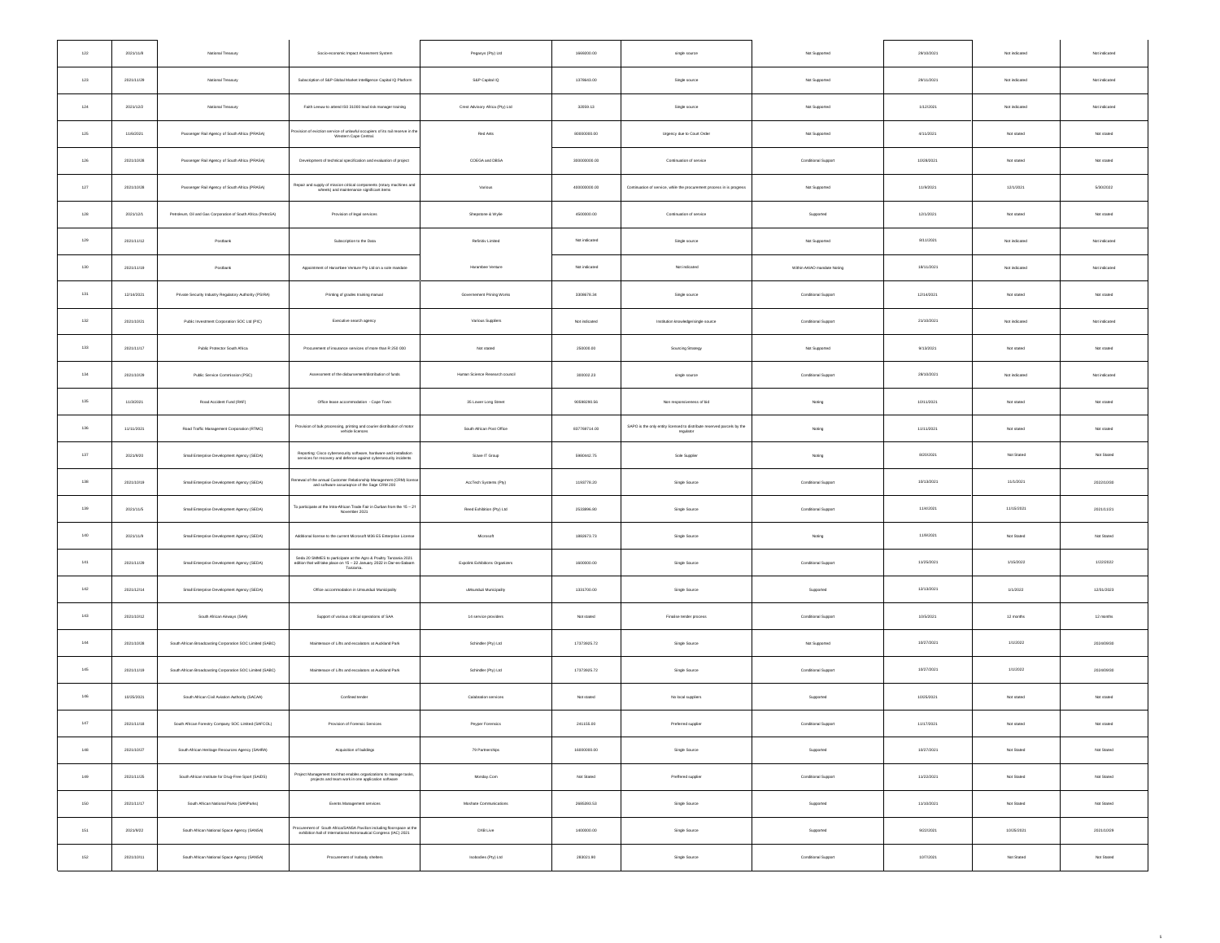| | | | | | | | | | | |
|---|---|---|---|---|---|---|---|---|---|---|
| 122 | 2021/11/8 | National Treasury | Socio-economic Impact Assessment System | Pegasys (Pty) Ltd | 1668000.00 | single source | Not Supported | 29/10/2021 | Not indicated | Not indicated |
| 123 | 2021/11/29 | National Treasury | Subscription of S&P Global Market Intelligence Capital IQ Platform | S&P Capital IQ | 1378643.00 | Single source | Not Supported | 29/11/2021 | Not indicated | Not indicated |
| 124 | 2021/12/2 | National Treasury | Faith Lewaa to attend ISO 31000 lead risk manager training | Crest Advisory Africa (Pty) Ltd | 33559.13 | Single source | Not Supported | 1/12/2021 | Not indicated | Not indicated |
| 125 | 11/6/2021 | Passenger Rail Agency of South Africa (PRASA) | Provision of eviction service of unlawful occupiers of its rail reserve in the Western Cape Central. | Red Ants | 90000000.00 | Urgency due to Court Order | Not Supported | 4/11/2021 | Not stated | Not stated |
| 126 | 2021/10/28 | Passenger Rail Agency of South Africa (PRASA) | Development of technical specification and evaluation of project | COEGA and DBSA | 300000000.00 | Continuation of service | Conditional Support | 10/26/2021 | Not stated | Not stated |
| 127 | 2021/10/28 | Passenger Rail Agency of South Africa (PRASA) | Repair and supply of mission critical components (rotary machines and wheels) and maintenance significant items | Various | 400000000.00 | Continuation of service, while the procurement process is in progress | Not Supported | 11/9/2021 | 12/1/2021 | 5/30/2022 |
| 128 | 2021/12/1 | Petroleum, Oil and Gas Corporation of South Africa (PetroSA) | Provision of legal services | Shepstone & Wylie | 4500000.00 | Continuation of service | Supported | 12/1/2021 | Not stated | Not stated |
| 129 | 2021/11/12 | Postbank | Subscription to the Data | Refinitiv Limited | Not indicated | Single source | Not Supported | 8/11/2021 | Not indicated | Not indicated |
| 130 | 2021/11/16 | Postbank | Appointment of Harambee Venture Pty Ltd on a sole mandate | Harambee Venture | Not indicated | Not indicated | Within AAAO mandate Noting | 18/11/2021 | Not indicated | Not indicated |
| 131 | 12/14/2021 | Private Security Industry Regulatory Authority (PSIRA) | Printing of grades training manual | Governement Printing Works | 3308678.34 | Single source | Conditional Support | 12/14/2021 | Not stated | Not stated |
| 132 | 2021/10/21 | Public Investment Corporation SOC Ltd (PIC) | Executive search agency | Various Suppliers | Not indicated | Institution knowledge/single source | Conditional Support | 21/10/2021 | Not indicated | Not indicated |
| 133 | 2021/11/17 | Public Protector South Africa | Procurement of insurance services of more than R 250 000 | Not stated | 250000.00 | Sourcing Strategy | Not Supported | 9/13/2021 | Not stated | Not stated |
| 134 | 2021/10/28 | Public Service Commission (PSC) | Assessment of the disbursement/distribution of funds | Human Science Reserach council | 300002.23 | single source | Conditional Support | 28/10/2021 | Not indicated | Not indicated |
| 135 | 11/3/2021 | Road Accident Fund (RAF) | Office lease accommodation - Cape Town | 35 Lower Long Street | 905992/90.56 | Non responsiveness of bid | Noting | 10/11/2021 | Not stated | Not stated |
| 136 | 11/11/2021 | Road Traffic Management Corporation (RTMC) | Provision of bulk processing, printing and courier distribution of motor vehicle licenses | South African Post Office | 837769714.00 | SAPO is the only entity licensed to distribute reserved parcels by the regulator | Noting | 11/11/2021 | Not stated | Not stated |
| 137 | 2021/9/20 | Small Enterprise Development Agency (SEDA) | Reporting: Cisco cybersecurity software, hardware and installation services for recovery and defence against cybersecurity incidents | Sizwe IT Group | 5983442.75 | Sole Supplier | Noting | 8/20/2021 | Not Stated | Not Stated |
| 138 | 2021/10/18 | Small Enterprise Development Agency (SEDA) | Renewal of the annual Customer Relationship Management (CRM) license and software assurance of the Sage CRM 200 | AccTech Systems (Pty) | 1193776.20 | Single Source | Conditional Support | 10/13/2021 | 11/1/2021 | 2022/10/30 |
| 139 | 2021/11/5 | Small Enterprise Development Agency (SEDA) | To participate at the Intra-African Trade Fair in Durban from the 15 – 21 November 2021 | Reed Exhibition (Pty) Ltd | 2533896.00 | Single Source | Conditional Support | 11/4/2021 | 11/15/2021 | 2021/11/21 |
| 140 | 2021/11/9 | Small Enterprise Development Agency (SEDA) | Additional license to the current Microsoft M365 E5 Enterprise License | Microsoft | 1882673.73 | Single Source | Noting | 11/9/2021 | Not Stated | Not Stated |
| 141 | 2021/11/29 | Small Enterprise Development Agency (SEDA) | Seda 20 SMMES to participate at the Agro & Poultry Tanzania 2021 edition that will take place on 15 – 22 January 2022 in Dar-es-Salaam Tanzania. | Expolink Exhibitions Organizers | 1600000.00 | Single Source | Conditional Support | 11/25/2021 | 1/15/2022 | 1/22/2022 |
| 142 | 2021/12/14 | Small Enterprise Development Agency (SEDA) | Office accommodation in Umsunduzi Municipality | uMsunduzi Municipality | 1331700.00 | Single Source | Supported | 12/13/2021 | 1/1/2022 | 12/31/2023 |
| 143 | 2021/10/12 | South African Airways (SAA) | Support of various critical operations of SAA | 14 service providers | Not stated | Finalise tender process | Conditional Support | 10/5/2021 | 12 months | 12 months |
| 144 | 2021/10/28 | South African Broadcasting Corporation SOC Limited (SABC) | Maintenance of Lifts and escalators at Auckland Park | Schindler (Pty) Ltd | 17373925.72 | Single Source | Not Supported | 10/27/2021 | 1/1/2022 | 2024/09/30 |
| 145 | 2021/11/19 | South African Broadcasting Corporation SOC Limited (SABC) | Maintenance of Lifts and escalators at Auckland Park | Schindler (Pty) Ltd | 17373925.72 | Single Source | Conditional Support | 10/27/2021 | 1/1/2022 | 2024/09/30 |
| 146 | 10/25/2021 | South African Civil Aviation Authority (SACAA) | Confined tender | Celebration services | Not stated | No local suppliers | Supported | 10/05/2021 | Not stated | Not stated |
| 147 | 2021/11/18 | South African Forestry Company SOC Limited (SAFCOL) | Provision of Forensic Services | Peyper Forensics | 241155.00 | Preferred supplier | Conditional Support | 11/17/2021 | Not stated | Not stated |
| 148 | 2021/10/27 | South African Heritage Resources Agency (SAHRA) | Acquisition of buildings | 79 Partnerships | 16000000.00 | Single Source | Supported | 10/27/2021 | Not Stated | Not Stated |
| 149 | 2021/11/25 | South African Institute for Drug-Free Sport (SAIDS) | Project Management tool that enables organizations to manage tasks, projects and team work in one application software | Monday.Com | Not Stated | Preffered supplier | Conditional Support | 11/22/2021 | Not Stated | Not Stated |
| 150 | 2021/11/17 | South African National Parks (SANParks) | Events Management services | Mashele Communications | 2685093.53 | Single Source | Supported | 11/10/2021 | Not Stated | Not Stated |
| 151 | 2021/9/22 | South African National Space Agency (SANSA) | Procurement of South Africa/SANSA Pavilion including floor space at the exhibition hall of International Astronautical Congress (IAC) 2021 | DXB Live | 1400000.00 | Single Source | Supported | 9/22/2021 | 10/25/2021 | 2021/10/29 |
| 152 | 2021/10/11 | South African National Space Agency (SANSA) | Procurement of Icebody shelters | Icebodies (Pty) Ltd | 283021.90 | Single Source | Conditional Support | 10/7/2021 | Not Stated | Not Stated |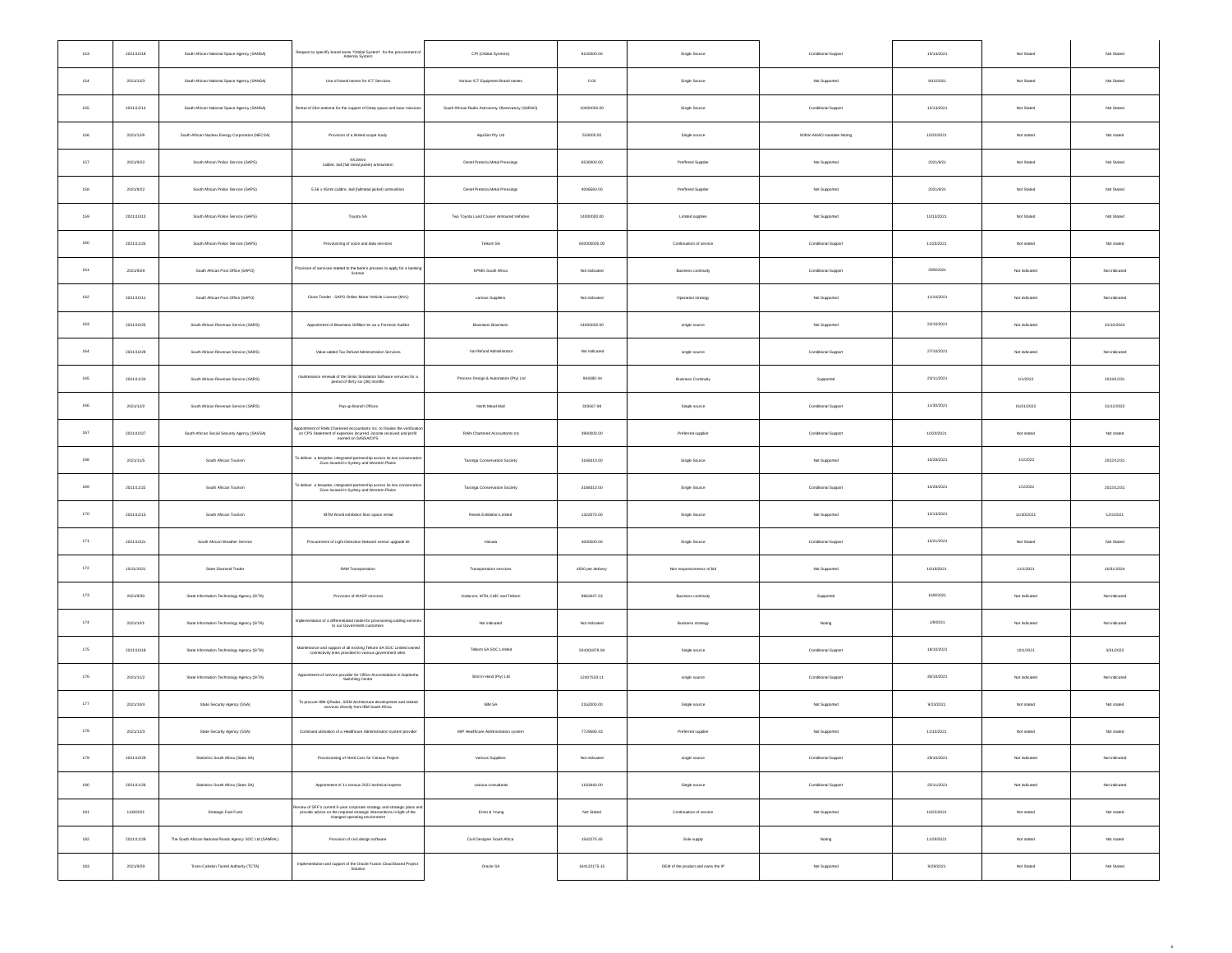| 153 | 2021/10/18 | South African National Space Agency (SANSA) | Request to specify brand name "Orbital System" for the procurement of Antenna System | CPI (Orbital Systems) | 8100000.00 | Single Source | Conditional Support | 10/14/2021 | Not Stated | Not Stated |
|---|---|---|---|---|---|---|---|---|---|---|
| 154 | 2021/12/3 | South African National Space Agency (SANSA) | Use of brand names for ICT Services | Various ICT Equipment Brand names | 0.00 | Single Source | Not Supported | 9/10/2021 | Not Stated | Not Stated |
| 155 | 2021/12/13 | South African National Space Agency (SANSA) | Rental of 26m antenna for the support of Deep space and lunar missions | South African Radio Astronomy Observatory (SARAO) | 10000000.00 | Single Source | Conditional Support | 12/13/2021 | Not Stated | Not Stated |
| 156 | 2021/12/6 | South African Nuclear Energy Corporation (NECSA) | Provision of a limited scope study | AquiSim Pty Ltd | 533000.00 | Single source | Within AAIAO mandate Noting | 10/20/2021 | Not stated | Not stated |
| 157 | 2021/9/22 | South African Police Service (SAPS) | 9X19mm calibre, ball (full metal jacket) ammunition | Denel Pretoria Metal Pressings | 6530000.00 | Preffered Supplier | Not Supported | 2021/9/21 | Not Stated | Not Stated |
| 158 | 2021/9/22 | South African Police Service (SAPS) | 5.56 x 45mm calibre, ball (fullmetal jacket) ammunition | Denel Pretoria Metal Pressings | 4006660.00 | Preffered Supplier | Not Supported | 2021/9/21 | Not Stated | Not Stated |
| 159 | 2021/10/13 | South African Police Service (SAPS) | Toyota SA | Two Toyota Land Cruiser Armoured Vehicles | 14000000.00 | Limited supplies | Not Supported | 10/13/2021 | Not Stated | Not Stated |
| 160 | 2021/11/25 | South African Police Service (SAPS) | Provisioning of voice and data services | Telkom SA | 600000000.00 | Continuation of service | Conditional Support | 11/25/2021 | Not stated | Not stated |
| 161 | 2021/9/29 | South African Post Office (SAPO) | Provision of services related to the bank's process to apply for a banking license | KPMG South Africa | Not indicated | Business continuity | Conditional Support | 29/9/2021 | Not indicated | Not indicated |
| 162 | 2021/10/11 | South African Post Office (SAPO) | Close Tender - SAPO Online Motor Vehicle License (MVL) | various Suppliers | Not indicated | Operation strategy | Not Supported | 11/10/2021 | Not indicated | Not indicated |
| 163 | 2021/10/25 | South African Revenue Service (SARS) | Appointment of Bowmans Gilfillan Inc as a Forensic Auditor | Bowmans Bowmans | 14000000.00 | single source | Not Supported | 22/10/2021 | Not indicated | 31/10/2024 |
| 164 | 2021/10/28 | South African Revenue Service (SARS) | Value-added Tax Refund Administration Services | Vat Refund Administrator | Not indicated | single source | Conditional Support | 27/10/2021 | Not indicated | Not indicated |
| 165 | 2021/11/24 | South African Revenue Service (SARS) | maintenance renewal of the Simio Simulation Software services for a period of thirty six (36) months | Process Design & Automation (Pty) Ltd | 844380.44 | Business Continuity | Supported | 23/11/2021 | 1/1/2022 | 2024/12/31 |
| 166 | 2021/12/2 | South African Revenue Service (SARS) | Pop-up Branch Offices | North Mead Mall | 303567.88 | Single source | Conditional Support | 11/30/2021 | 01/01/2022 | 31/12/2022 |
| 167 | 2021/10/27 | South African Social Security Agency (SASSA) | Appointment of RAIN Chartered Accountants Inc. to finalise the verification on CPS Statement of expenses incurred, income received and profit earned on SASSA/CPS | RAIN Chartered Accountants Inc | 3900000.00 | Preferred supplier | Conditional Support | 10/25/2021 | Not stated | Not stated |
| 168 | 2021/11/5 | South African Tourism | To deliver a bespoke, integrated partnership across its two conservation Zoos located in Sydney and Western Plains | Taronga Conservation Society | 3166310.00 | Single Source | Not Supported | 10/28/2021 | 1/1/2022 | 2022/12/31 |
| 169 | 2021/11/22 | South African Tourism | To deliver a bespoke, integrated partnership across its two conservation Zoos located in Sydney and Western Plains | Taronga Conservation Society | 3166310.00 | Single Source | Conditional Support | 10/28/2021 | 1/1/2022 | 2022/12/31 |
| 170 | 2021/12/13 | South African Tourism | IBTM World exhibition floor space rental | Reeds Exhibition Limited | 1322070.00 | Single Source | Not Supported | 12/13/2021 | 11/30/2021 | 12/2/2021 |
| 171 | 2021/10/21 | South African Weather Service | Procurement of Light Detection Network sensor upgrade kit | Vaisala | 4000000.00 | Single Source | Conditional Support | 10/21/2021 | Not Stated | Not Stated |
| 172 | 10/21/2021 | State Diamond Trader | RAM Transportation | Transportation services | 4500 per delivery | Non responsiveness of bid | Not Supported | 10/19/2021 | 11/1/2021 | 10/31/2024 |
| 173 | 2021/9/30 | State Information Technology Agency (SITA) | Provision of WASP services | Vodacom, MTN, CelIC and Telkom | 8962647.53 | Business continuity | Supported | 16/9/2021 | Not indicated | Not indicated |
| 174 | 2021/10/1 | State Information Technology Agency (SITA) | Implementation of a differentiated model for provisioning cabling services to our Government customers | Not indicated | Not indicated | Business strategy | Noting | 1/9/2021 | Not indicated | Not indicated |
| 175 | 2021/10/18 | State Information Technology Agency (SITA) | Maintenance and support of all existing Telkom SA SOC Limited owned connectivity lines provided to various government sites | Telkom SA SOC Limited | 504300378.94 | Single source | Conditional Support | 18/10/2021 | 10/1/2021 | 3/31/2023 |
| 176 | 2021/11/2 | State Information Technology Agency (SITA) | Appointment of service provider for Office Accomodation in Gqeberha Switching Centre | Bird In Hand (Pty) Ltd | 12407533.11 | single source | Conditional Support | 30/10/2021 | Not indicated | Not indicated |
| 177 | 2021/10/4 | State Security Agency (SSA) | To procure IBM QRadar, SIEM Architecture development and related services directly from IBM South Africa | IBM SA | 2162000.00 | Single source | Not Supported | 9/23/2021 | Not stated | Not stated |
| 178 | 2021/12/3 | State Security Agency (SSA) | Continued utilisation of a Healthcare Administration system provider | MIP Healthcare Administration system | 7729600.43 | Preferred supplier | Not Supported | 11/15/2021 | Not stated | Not stated |
| 179 | 2021/10/28 | Statistics South Africa (Stats SA) | Provisioning of Hired Cars for Census Project | Various Suppliers | Not indicated | single source | Conditional Support | 28/10/2021 | Not indicated | Not indicated |
| 180 | 2021/11/26 | Statistics South Africa (Stats SA) | Appointment of 11 census 2022 technical experts | various consultants | 1183440.00 | Single source | Conditional Support | 25/11/2021 | Not indicated | Not indicated |
| 181 | 11/8/2021 | Strategic Fuel Fund | Review of SFF's current 5-year corporate strategy and strategic plans and provide advise on the required strategic interventions in light of the changed operating environment | Ernst & Young | Not Stated | Continuation of service | Not Supported | 10/22/2021 | Not stated | Not stated |
| 182 | 2021/11/29 | The South African National Roads Agency SOC Ltd (SANRAL) | Provision of civil design software | Civil Designer South Africa | 1542275.45 | Sole supply | Noting | 11/26/2021 | Not stated | Not stated |
| 183 | 2021/9/29 | Trans-Caledon Tunnel Authority (TCTA) | Implementation and support of the Oracle Fusion Cloud Based Project Solution | Oracle SA | 164123175.15 | OEM of the product and owns the IP | Not Supported | 9/28/2021 | Not Stated | Not Stated |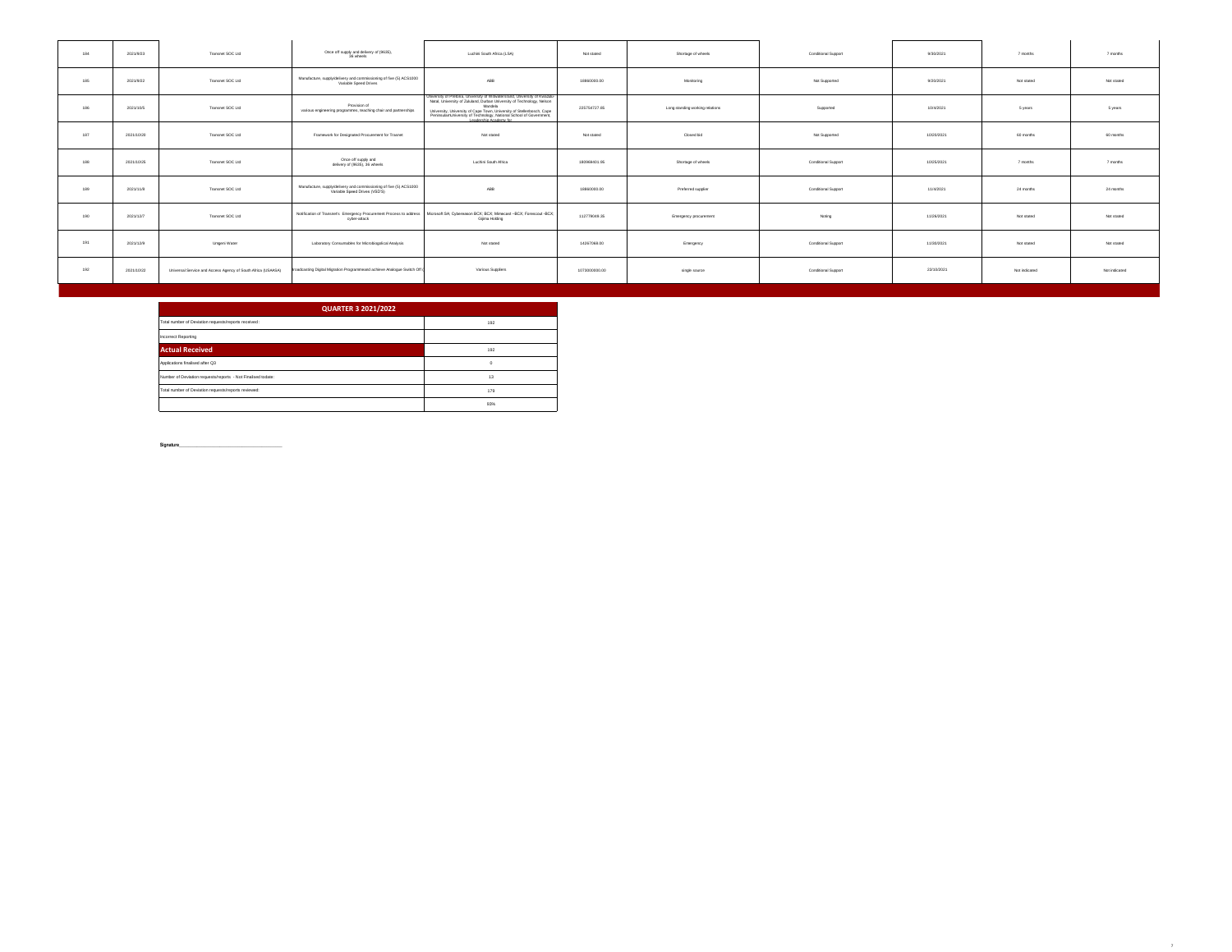| | | | | | | | | | | |
|---|---|---|---|---|---|---|---|---|---|---|
| 184 | 2021/9/03 | Transnet SOC Ltd | Once off supply and delivery of (9626), 36 wheels | Lucchini South Africa (LSA) | Not stated | Shortage of wheels | Conditional Support | 9/30/2021 | 7 months | 7 months |
| 185 | 2021/9/22 | Transnet SOC Ltd | Manufacture, supply/delivery and commissioning of five (5) ACS1000 Variable Speed Drives | ABB | 18860000.00 | Monitoring | Not Supported | 9/20/2021 | Not stated | Not stated |
| 186 | 2021/10/5 | Transnet SOC Ltd | Provision of various engineering programmes, teaching chair and partnerships | University of Pretoria, University of Witwatersrand, University of KwaZulu-Natal, University of Zululand, Durban University of Technology, Nelson Mandela University, University of Cape Town, University of Stellenbosch, Cape Peninsula University of Technology, National School of Government, Leadership Academy for | 225754727.85 | Long standing working relations | Supported | 10/4/2021 | 5 years | 5 years |
| 187 | 2021/10/20 | Transnet SOC Ltd | Framework for Designated Procurement for Trasnet | Not stated | Not stated | Closed bid | Not Supported | 10/20/2021 | 60 months | 60 months |
| 188 | 2021/10/25 | Transnet SOC Ltd | Once off supply and delivery of (9626), 36 wheels | Lucchini South Africa | 180969401.85 | Shortage of wheels | Conditional Support | 10/25/2021 | 7 months | 7 months |
| 189 | 2021/11/8 | Transnet SOC Ltd | Manufacture, supply/delivery and commissioning of five (5) ACS1000 Variable Speed Drives (VSD'S) | ABB | 18860000.00 | Preferred supplier | Conditional Support | 11/4/2021 | 24 months | 24 months |
| 190 | 2021/12/7 | Transnet SOC Ltd | Notification of Transnet's Emergency Procurement Process to address cyber-attack | Microsoft SA; Cybereason BCX; BCX; Mimecast -BCX; Forescout -BCX; Gijima Holding | 112779049.35 | Emergency procurement | Noting | 11/26/2021 | Not stated | Not stated |
| 191 | 2021/12/9 | Umgeni Water | Laboratory Consumables for Microbiological Analysis | Not stated | 14267068.00 | Emergency | Conditional Support | 11/30/2021 | Not stated | Not stated |
| 192 | 2021/10/22 | Universal Service and Access Agency of South Africa (USAASA) | Broadcasting Digital Migration Programme and achieve Analogue Switch Off ( | Various Suppliers | 1073000000.00 | single source | Conditional Support | 22/10/2021 | Not indicated | Not indicated |

| QUARTER 3 2021/2022 | |
|---|---|
| Total number of Deviation requests/reports received: | 192 |
| Incorrect Reporting | |
| **Actual Received** | 192 |
| Applications finalised after Q3 | 0 |
| Number of Deviation requests/reports - Not Finalised todate: | 13 |
| Total number of Deviation requests/reports reviewed: | 179 |
| | 93% |

**Signature**___________________________________